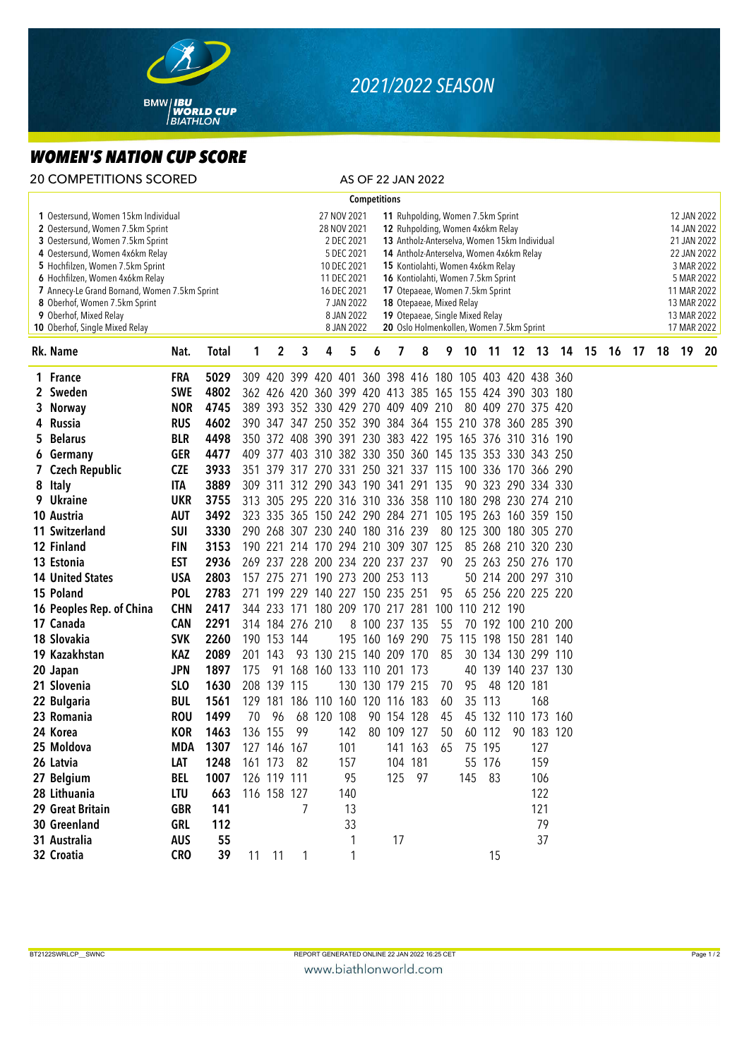# 2021/2022 SEASON

## WOMEN'S NATION CUP SCORE

20 COMPETITIONS SCORED

AS OF 22 JAN 2022

**Competitions**

| No. | Competition | Date |
|---|---|---|
| 1 | Oestersund, Women 15km Individual | 27 NOV 2021 |
| 2 | Oestersund, Women 7.5km Sprint | 28 NOV 2021 |
| 3 | Oestersund, Women 7.5km Sprint | 2 DEC 2021 |
| 4 | Oestersund, Women 4x6km Relay | 5 DEC 2021 |
| 5 | Hochfilzen, Women 7.5km Sprint | 10 DEC 2021 |
| 6 | Hochfilzen, Women 4x6km Relay | 11 DEC 2021 |
| 7 | Annecy-Le Grand Bornand, Women 7.5km Sprint | 16 DEC 2021 |
| 8 | Oberhof, Women 7.5km Sprint | 7 JAN 2022 |
| 9 | Oberhof, Mixed Relay | 8 JAN 2022 |
| 10 | Oberhof, Single Mixed Relay | 8 JAN 2022 |
| 11 | Ruhpolding, Women 7.5km Sprint | 12 JAN 2022 |
| 12 | Ruhpolding, Women 4x6km Relay | 14 JAN 2022 |
| 13 | Antholz-Anterselva, Women 15km Individual | 21 JAN 2022 |
| 14 | Antholz-Anterselva, Women 4x6km Relay | 22 JAN 2022 |
| 15 | Kontiolahti, Women 4x6km Relay | 3 MAR 2022 |
| 16 | Kontiolahti, Women 7.5km Sprint | 5 MAR 2022 |
| 17 | Otepaeae, Women 7.5km Sprint | 11 MAR 2022 |
| 18 | Otepaeae, Mixed Relay | 13 MAR 2022 |
| 19 | Otepaeae, Single Mixed Relay | 13 MAR 2022 |
| 20 | Oslo Holmenkollen, Women 7.5km Sprint | 17 MAR 2022 |

| Rk. | Name | Nat. | Total | 1 | 2 | 3 | 4 | 5 | 6 | 7 | 8 | 9 | 10 | 11 | 12 | 13 | 14 | 15 | 16 | 17 | 18 | 19 | 20 |
|---|---|---|---|---|---|---|---|---|---|---|---|---|---|---|---|---|---|---|---|---|---|---|---|
| 1 | France | FRA | 5029 | 309 | 420 | 399 | 420 | 401 | 360 | 398 | 416 | 180 | 105 | 403 | 420 | 438 | 360 | | | | | | |
| 2 | Sweden | SWE | 4802 | 362 | 426 | 420 | 360 | 399 | 420 | 413 | 385 | 165 | 155 | 424 | 390 | 303 | 180 | | | | | | |
| 3 | Norway | NOR | 4745 | 389 | 393 | 352 | 330 | 429 | 270 | 409 | 409 | 210 | 80 | 409 | 270 | 375 | 420 | | | | | | |
| 4 | Russia | RUS | 4602 | 390 | 347 | 347 | 250 | 352 | 390 | 384 | 364 | 155 | 210 | 378 | 360 | 285 | 390 | | | | | | |
| 5 | Belarus | BLR | 4498 | 350 | 372 | 408 | 390 | 391 | 230 | 383 | 422 | 195 | 165 | 376 | 310 | 316 | 190 | | | | | | |
| 6 | Germany | GER | 4477 | 409 | 377 | 403 | 310 | 382 | 330 | 350 | 360 | 145 | 135 | 353 | 330 | 343 | 250 | | | | | | |
| 7 | Czech Republic | CZE | 3933 | 351 | 379 | 317 | 270 | 331 | 250 | 321 | 337 | 115 | 100 | 336 | 170 | 366 | 290 | | | | | | |
| 8 | Italy | ITA | 3889 | 309 | 311 | 312 | 290 | 343 | 190 | 341 | 291 | 135 | 90 | 323 | 290 | 334 | 330 | | | | | | |
| 9 | Ukraine | UKR | 3755 | 313 | 305 | 295 | 220 | 316 | 310 | 336 | 358 | 110 | 180 | 298 | 230 | 274 | 210 | | | | | | |
| 10 | Austria | AUT | 3492 | 323 | 335 | 365 | 150 | 242 | 290 | 284 | 271 | 105 | 195 | 263 | 160 | 359 | 150 | | | | | | |
| 11 | Switzerland | SUI | 3330 | 290 | 268 | 307 | 230 | 240 | 180 | 316 | 239 | 80 | 125 | 300 | 180 | 305 | 270 | | | | | | |
| 12 | Finland | FIN | 3153 | 190 | 221 | 214 | 170 | 294 | 210 | 309 | 307 | 125 | 85 | 268 | 210 | 320 | 230 | | | | | | |
| 13 | Estonia | EST | 2936 | 269 | 237 | 228 | 200 | 234 | 220 | 237 | 237 | 90 | 25 | 263 | 250 | 276 | 170 | | | | | | |
| 14 | United States | USA | 2803 | 157 | 275 | 271 | 190 | 273 | 200 | 253 | 113 | | 50 | 214 | 200 | 297 | 310 | | | | | | |
| 15 | Poland | POL | 2783 | 271 | 199 | 229 | 140 | 227 | 150 | 235 | 251 | 95 | 65 | 256 | 220 | 225 | 220 | | | | | | |
| 16 | Peoples Rep. of China | CHN | 2417 | 344 | 233 | 171 | 180 | 209 | 170 | 217 | 281 | 100 | 110 | 212 | 190 | | | | | | | | |
| 17 | Canada | CAN | 2291 | 314 | 184 | 276 | 210 | 8 | 100 | 237 | 135 | 55 | 70 | 192 | 100 | 210 | 200 | | | | | | |
| 18 | Slovakia | SVK | 2260 | 190 | 153 | 144 | | 195 | 160 | 169 | 290 | 75 | 115 | 198 | 150 | 281 | 140 | | | | | | |
| 19 | Kazakhstan | KAZ | 2089 | 201 | 143 | 93 | 130 | 215 | 140 | 209 | 170 | 85 | 30 | 134 | 130 | 299 | 110 | | | | | | |
| 20 | Japan | JPN | 1897 | 175 | 91 | 168 | 160 | 133 | 110 | 201 | 173 | | 40 | 139 | 140 | 237 | 130 | | | | | | |
| 21 | Slovenia | SLO | 1630 | 208 | 139 | 115 | | 130 | 130 | 179 | 215 | 70 | 95 | 48 | 120 | 181 | | | | | | | |
| 22 | Bulgaria | BUL | 1561 | 129 | 181 | 186 | 110 | 160 | 120 | 116 | 183 | 60 | 35 | 113 | | 168 | | | | | | | |
| 23 | Romania | ROU | 1499 | 70 | 96 | 68 | 120 | 108 | 90 | 154 | 128 | 45 | 45 | 132 | 110 | 173 | 160 | | | | | | |
| 24 | Korea | KOR | 1463 | 136 | 155 | 99 | | 142 | 80 | 109 | 127 | 50 | 60 | 112 | 90 | 183 | 120 | | | | | | |
| 25 | Moldova | MDA | 1307 | 127 | 146 | 167 | | 101 | | 141 | 163 | 65 | 75 | 195 | | 127 | | | | | | | |
| 26 | Latvia | LAT | 1248 | 161 | 173 | 82 | | 157 | | 104 | 181 | | 55 | 176 | | 159 | | | | | | | |
| 27 | Belgium | BEL | 1007 | 126 | 119 | 111 | | 95 | | 125 | 97 | | 145 | 83 | | 106 | | | | | | | |
| 28 | Lithuania | LTU | 663 | 116 | 158 | 127 | | 140 | | | | | | | | 122 | | | | | | | |
| 29 | Great Britain | GBR | 141 | | | 7 | | 13 | | | | | | | | 121 | | | | | | | |
| 30 | Greenland | GRL | 112 | | | | | 33 | | | | | | | | 79 | | | | | | | |
| 31 | Australia | AUS | 55 | | | | | 1 | | 17 | | | | | | 37 | | | | | | | |
| 32 | Croatia | CRO | 39 | 11 | 11 | 1 | | 1 | | | | | | 15 | | | | | | | | | |

BT2122SWRLCP__SWNC

REPORT GENERATED ONLINE 22 JAN 2022 16:25 CET

www.biathlonworld.com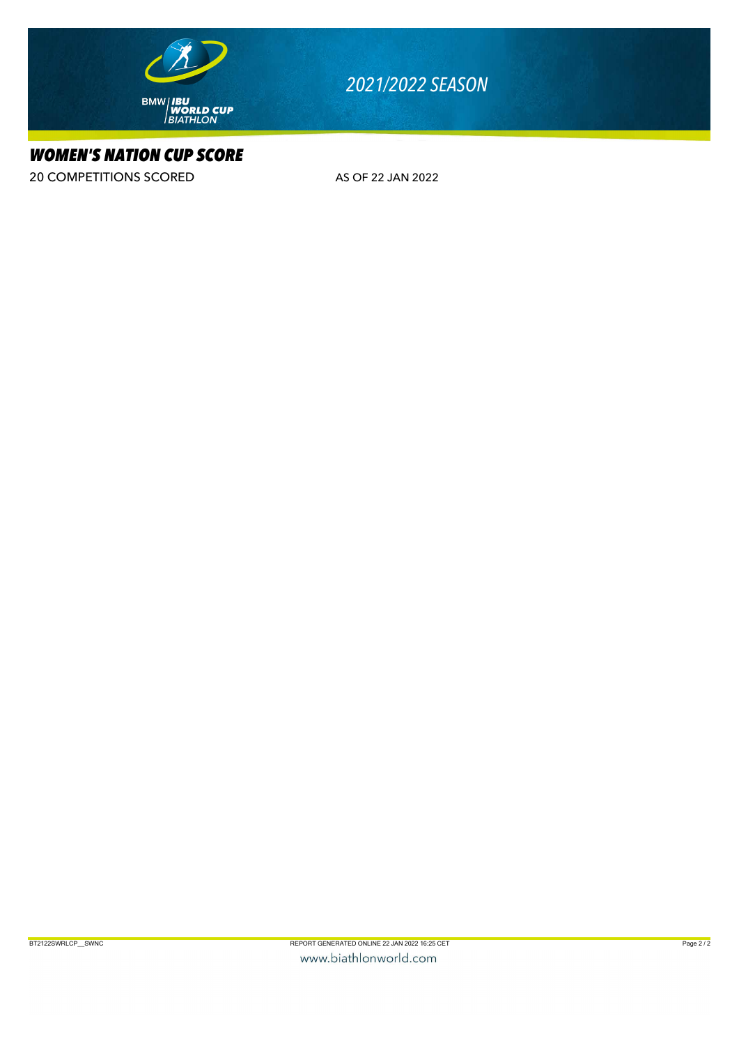## 2021/2022 SEASON

## WOMEN'S NATION CUP SCORE

20 COMPETITIONS SCORED

AS OF 22 JAN 2022